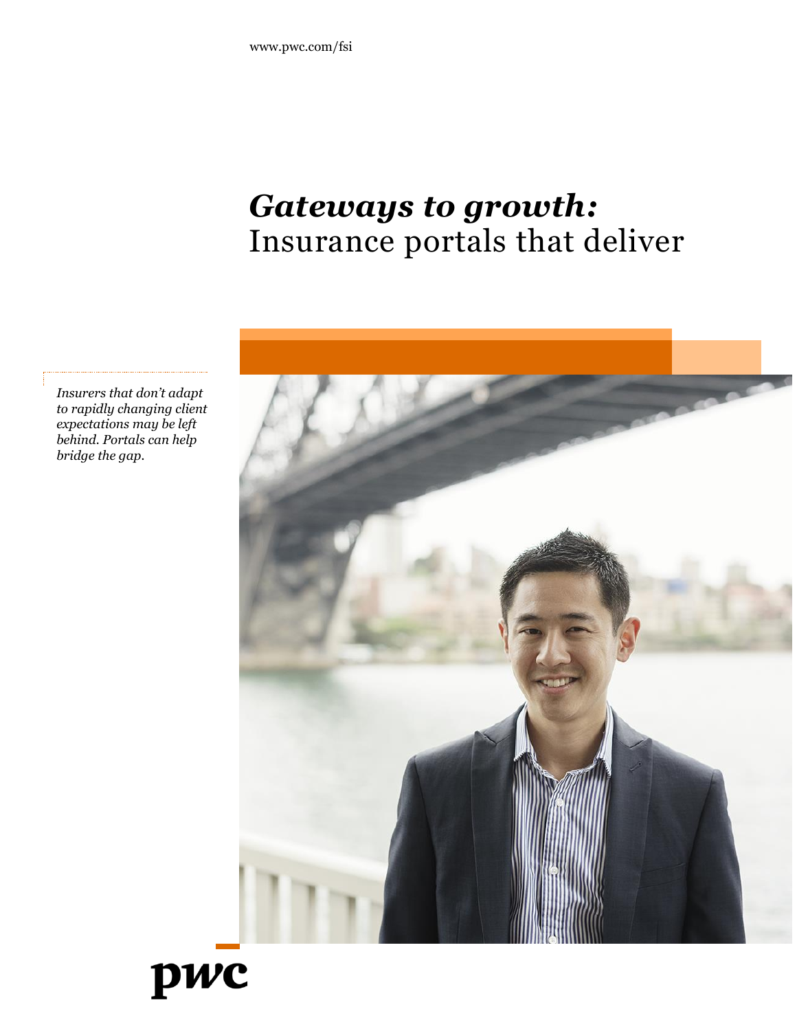www.pwc.com/fsi

# *Gateways to growth:* Insurance portals that deliver

*Insurers that don't adapt to rapidly changing client expectations may be left behind. Portals can help bridge the gap.*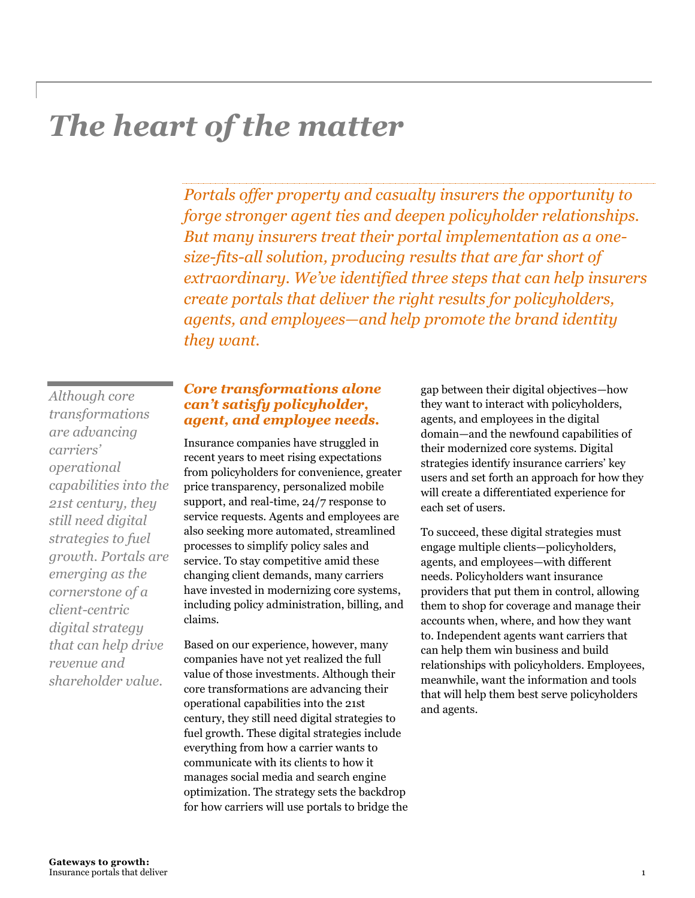# The heart of the matter

*Portals offer property and casualty insurers the opportunity to forge stronger agent ties and deepen policyholder relationships. But many insurers treat their portal implementation as a one-size-fits-all solution, producing results that are far short of extraordinary. We've identified three steps that can help insurers create portals that deliver the right results for policyholders, agents, and employees—and help promote the brand identity they want.*

*Although core transformations are advancing carriers' operational capabilities into the 21st century, they still need digital strategies to fuel growth. Portals are emerging as the cornerstone of a client-centric digital strategy that can help drive revenue and shareholder value.*

### *Core transformations alone can't satisfy policyholder, agent, and employee needs.*

Insurance companies have struggled in recent years to meet rising expectations from policyholders for convenience, greater price transparency, personalized mobile support, and real-time, 24/7 response to service requests. Agents and employees are also seeking more automated, streamlined processes to simplify policy sales and service. To stay competitive amid these changing client demands, many carriers have invested in modernizing core systems, including policy administration, billing, and claims.

Based on our experience, however, many companies have not yet realized the full value of those investments. Although their core transformations are advancing their operational capabilities into the 21st century, they still need digital strategies to fuel growth. These digital strategies include everything from how a carrier wants to communicate with its clients to how it manages social media and search engine optimization. The strategy sets the backdrop for how carriers will use portals to bridge the gap between their digital objectives—how they want to interact with policyholders, agents, and employees in the digital domain—and the newfound capabilities of their modernized core systems. Digital strategies identify insurance carriers' key users and set forth an approach for how they will create a differentiated experience for each set of users.

To succeed, these digital strategies must engage multiple clients—policyholders, agents, and employees—with different needs. Policyholders want insurance providers that put them in control, allowing them to shop for coverage and manage their accounts when, where, and how they want to. Independent agents want carriers that can help them win business and build relationships with policyholders. Employees, meanwhile, want the information and tools that will help them best serve policyholders and agents.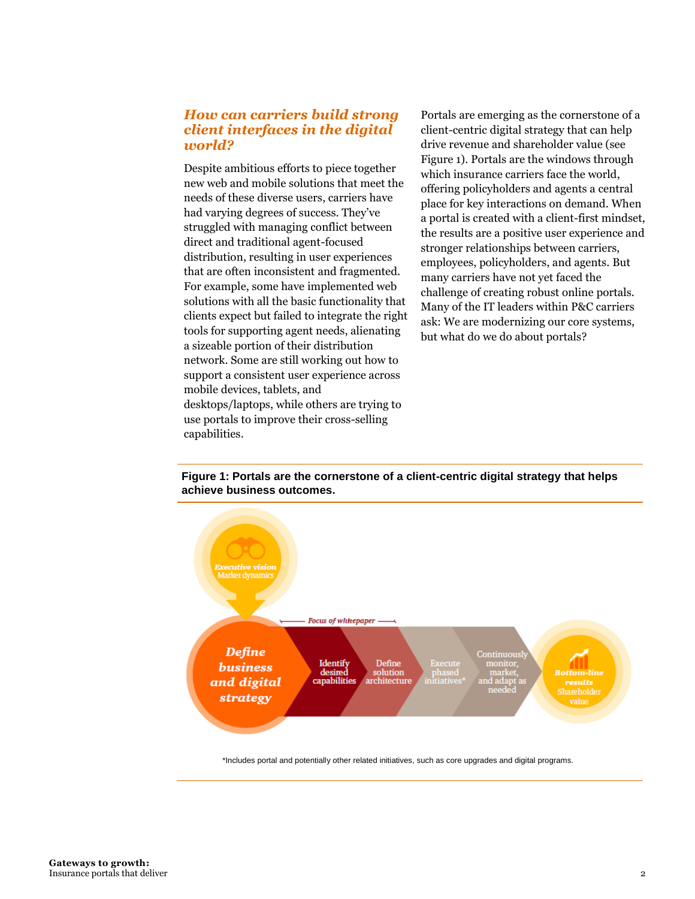## *How can carriers build strong client interfaces in the digital world?*

Despite ambitious efforts to piece together new web and mobile solutions that meet the needs of these diverse users, carriers have had varying degrees of success. They've struggled with managing conflict between direct and traditional agent-focused distribution, resulting in user experiences that are often inconsistent and fragmented. For example, some have implemented web solutions with all the basic functionality that clients expect but failed to integrate the right tools for supporting agent needs, alienating a sizeable portion of their distribution network. Some are still working out how to support a consistent user experience across mobile devices, tablets, and desktops/laptops, while others are trying to use portals to improve their cross-selling capabilities.

Portals are emerging as the cornerstone of a client-centric digital strategy that can help drive revenue and shareholder value (see Figure 1). Portals are the windows through which insurance carriers face the world, offering policyholders and agents a central place for key interactions on demand. When a portal is created with a client-first mindset, the results are a positive user experience and stronger relationships between carriers, employees, policyholders, and agents. But many carriers have not yet faced the challenge of creating robust online portals. Many of the IT leaders within P&C carriers ask: We are modernizing our core systems, but what do we do about portals?

**Figure 1: Portals are the cornerstone of a client-centric digital strategy that helps achieve business outcomes.**

*Executive vision* Market dynamics

*Define business and digital strategy* → Identify desired capabilities → Define solution architecture → Execute phased initiatives* → Continuously monitor, market, and adapt as needed → *Bottom-line results* Shareholder value

*Focus of whitepaper* (Identify desired capabilities; Define solution architecture)

*Includes portal and potentially other related initiatives, such as core upgrades and digital programs.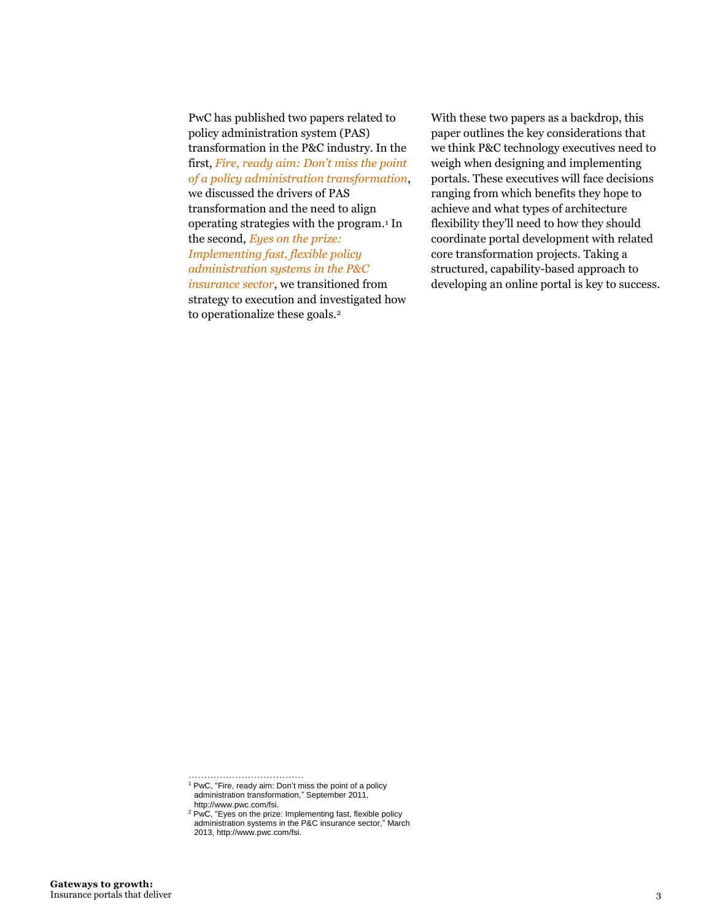PwC has published two papers related to policy administration system (PAS) transformation in the P&C industry. In the first, *Fire, ready aim: Don't miss the point of a policy administration transformation*, we discussed the drivers of PAS transformation and the need to align operating strategies with the program.[1] In the second, *Eyes on the prize: Implementing fast, flexible policy administration systems in the P&C insurance sector*, we transitioned from strategy to execution and investigated how to operationalize these goals.[2]

With these two papers as a backdrop, this paper outlines the key considerations that we think P&C technology executives need to weigh when designing and implementing portals. These executives will face decisions ranging from which benefits they hope to achieve and what types of architecture flexibility they'll need to how they should coordinate portal development with related core transformation projects. Taking a structured, capability-based approach to developing an online portal is key to success.

---

[1] PwC, "Fire, ready aim: Don't miss the point of a policy administration transformation," September 2011, http://www.pwc.com/fsi.

[2] PwC, "Eyes on the prize: Implementing fast, flexible policy administration systems in the P&C insurance sector," March 2013, http://www.pwc.com/fsi.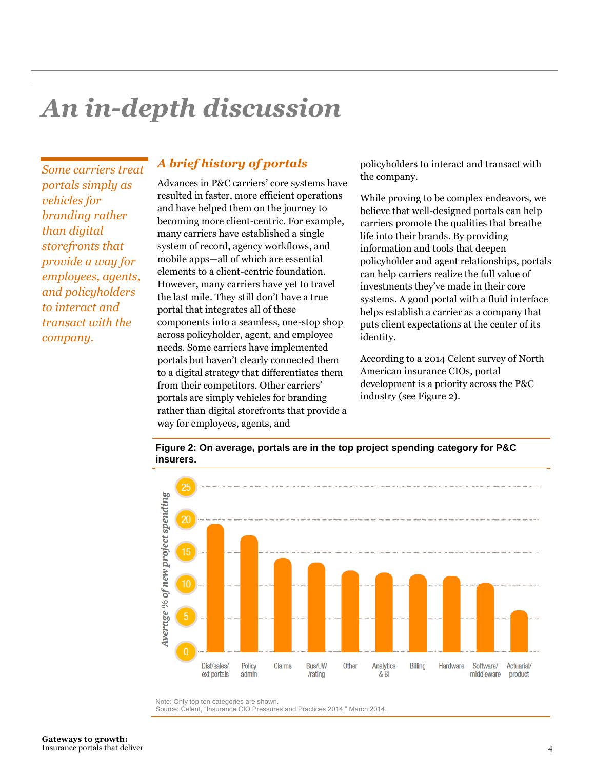# An in-depth discussion

*Some carriers treat portals simply as vehicles for branding rather than digital storefronts that provide a way for employees, agents, and policyholders to interact and transact with the company.*

## *A brief history of portals*

Advances in P&C carriers' core systems have resulted in faster, more efficient operations and have helped them on the journey to becoming more client-centric. For example, many carriers have established a single system of record, agency workflows, and mobile apps—all of which are essential elements to a client-centric foundation. However, many carriers have yet to travel the last mile. They still don't have a true portal that integrates all of these components into a seamless, one-stop shop across policyholder, agent, and employee needs. Some carriers have implemented portals but haven't clearly connected them to a digital strategy that differentiates them from their competitors. Other carriers' portals are simply vehicles for branding rather than digital storefronts that provide a way for employees, agents, and policyholders to interact and transact with the company.

While proving to be complex endeavors, we believe that well-designed portals can help carriers promote the qualities that breathe life into their brands. By providing information and tools that deepen policyholder and agent relationships, portals can help carriers realize the full value of investments they've made in their core systems. A good portal with a fluid interface helps establish a carrier as a company that puts client expectations at the center of its identity.

According to a 2014 Celent survey of North American insurance CIOs, portal development is a priority across the P&C industry (see Figure 2).

**Figure 2: On average, portals are in the top project spending category for P&C insurers.**

*Average % of new project spending*

| Category | Approx. average % of new project spending |
|---|---|
| Dist/sales/ext portals | 19 |
| Policy admin | 17.5 |
| Claims | 14 |
| Bus/UW/rating | 13.5 |
| Other | 12.5 |
| Analytics & BI | 12 |
| Billing | 12 |
| Hardware | 11.5 |
| Software/middleware | 10.5 |
| Actuarial/product | 6.5 |

Note: Only top ten categories are shown.
Source: Celent, "Insurance CIO Pressures and Practices 2014," March 2014.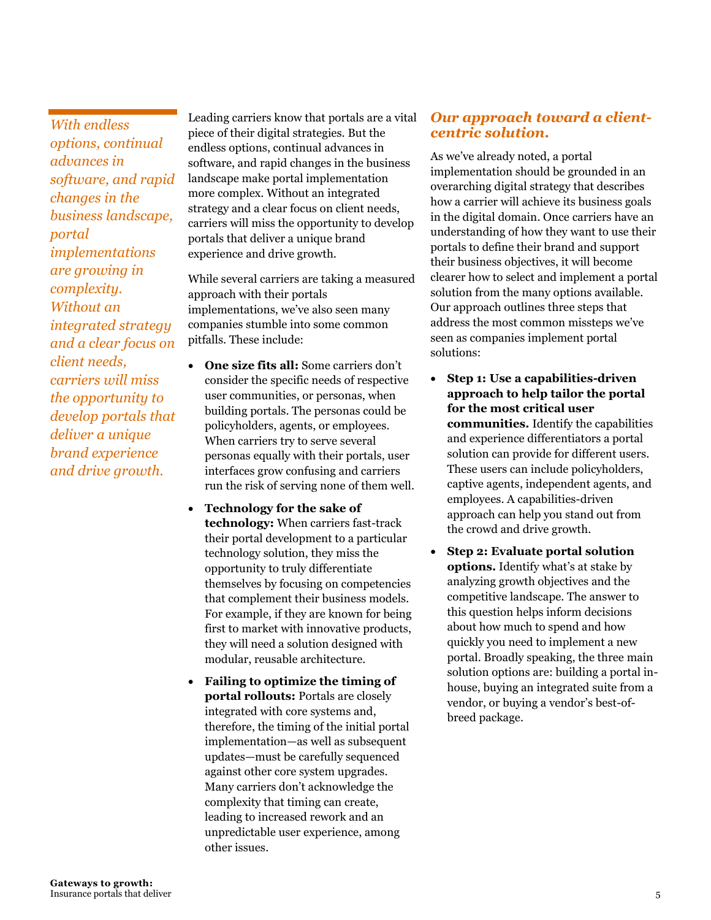*With endless options, continual advances in software, and rapid changes in the business landscape, portal implementations are growing in complexity. Without an integrated strategy and a clear focus on client needs, carriers will miss the opportunity to develop portals that deliver a unique brand experience and drive growth.*

Leading carriers know that portals are a vital piece of their digital strategies. But the endless options, continual advances in software, and rapid changes in the business landscape make portal implementation more complex. Without an integrated strategy and a clear focus on client needs, carriers will miss the opportunity to develop portals that deliver a unique brand experience and drive growth.

While several carriers are taking a measured approach with their portals implementations, we've also seen many companies stumble into some common pitfalls. These include:

- **One size fits all:** Some carriers don't consider the specific needs of respective user communities, or personas, when building portals. The personas could be policyholders, agents, or employees. When carriers try to serve several personas equally with their portals, user interfaces grow confusing and carriers run the risk of serving none of them well.
- **Technology for the sake of technology:** When carriers fast-track their portal development to a particular technology solution, they miss the opportunity to truly differentiate themselves by focusing on competencies that complement their business models. For example, if they are known for being first to market with innovative products, they will need a solution designed with modular, reusable architecture.
- **Failing to optimize the timing of portal rollouts:** Portals are closely integrated with core systems and, therefore, the timing of the initial portal implementation—as well as subsequent updates—must be carefully sequenced against other core system upgrades. Many carriers don't acknowledge the complexity that timing can create, leading to increased rework and an unpredictable user experience, among other issues.

## *Our approach toward a client-centric solution.*

As we've already noted, a portal implementation should be grounded in an overarching digital strategy that describes how a carrier will achieve its business goals in the digital domain. Once carriers have an understanding of how they want to use their portals to define their brand and support their business objectives, it will become clearer how to select and implement a portal solution from the many options available. Our approach outlines three steps that address the most common missteps we've seen as companies implement portal solutions:

- **Step 1: Use a capabilities-driven approach to help tailor the portal for the most critical user communities.** Identify the capabilities and experience differentiators a portal solution can provide for different users. These users can include policyholders, captive agents, independent agents, and employees. A capabilities-driven approach can help you stand out from the crowd and drive growth.
- **Step 2: Evaluate portal solution options.** Identify what's at stake by analyzing growth objectives and the competitive landscape. The answer to this question helps inform decisions about how much to spend and how quickly you need to implement a new portal. Broadly speaking, the three main solution options are: building a portal in-house, buying an integrated suite from a vendor, or buying a vendor's best-of-breed package.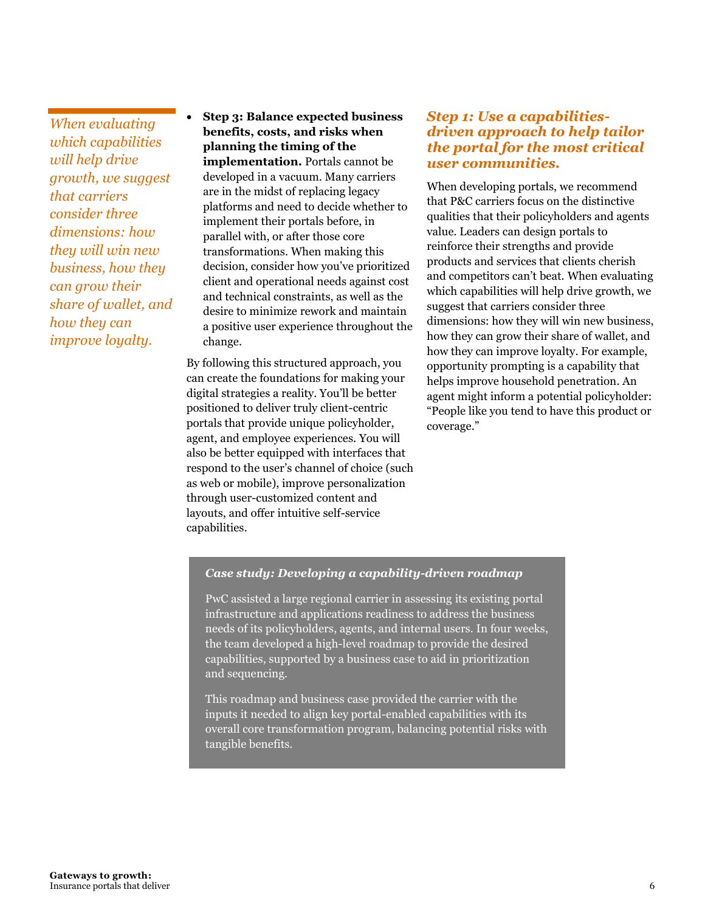*When evaluating which capabilities will help drive growth, we suggest that carriers consider three dimensions: how they will win new business, how they can grow their share of wallet, and how they can improve loyalty.*

- **Step 3: Balance expected business benefits, costs, and risks when planning the timing of the implementation.** Portals cannot be developed in a vacuum. Many carriers are in the midst of replacing legacy platforms and need to decide whether to implement their portals before, in parallel with, or after those core transformations. When making this decision, consider how you've prioritized client and operational needs against cost and technical constraints, as well as the desire to minimize rework and maintain a positive user experience throughout the change.

By following this structured approach, you can create the foundations for making your digital strategies a reality. You'll be better positioned to deliver truly client-centric portals that provide unique policyholder, agent, and employee experiences. You will also be better equipped with interfaces that respond to the user's channel of choice (such as web or mobile), improve personalization through user-customized content and layouts, and offer intuitive self-service capabilities.

### *Step 1: Use a capabilities-driven approach to help tailor the portal for the most critical user communities.*

When developing portals, we recommend that P&C carriers focus on the distinctive qualities that their policyholders and agents value. Leaders can design portals to reinforce their strengths and provide products and services that clients cherish and competitors can't beat. When evaluating which capabilities will help drive growth, we suggest that carriers consider three dimensions: how they will win new business, how they can grow their share of wallet, and how they can improve loyalty. For example, opportunity prompting is a capability that helps improve household penetration. An agent might inform a potential policyholder: "People like you tend to have this product or coverage."

***Case study: Developing a capability-driven roadmap***

PwC assisted a large regional carrier in assessing its existing portal infrastructure and applications readiness to address the business needs of its policyholders, agents, and internal users. In four weeks, the team developed a high-level roadmap to provide the desired capabilities, supported by a business case to aid in prioritization and sequencing.

This roadmap and business case provided the carrier with the inputs it needed to align key portal-enabled capabilities with its overall core transformation program, balancing potential risks with tangible benefits.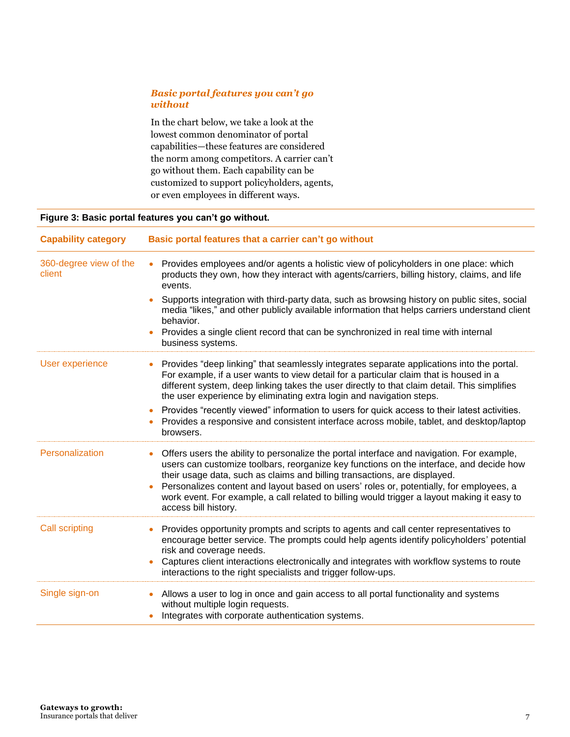### *Basic portal features you can't go without*

In the chart below, we take a look at the lowest common denominator of portal capabilities—these features are considered the norm among competitors. A carrier can't go without them. Each capability can be customized to support policyholders, agents, or even employees in different ways.

**Figure 3: Basic portal features you can't go without.**

| Capability category | Basic portal features that a carrier can't go without |
|---|---|
| 360-degree view of the client | • Provides employees and/or agents a holistic view of policyholders in one place: which products they own, how they interact with agents/carriers, billing history, claims, and life events.<br>• Supports integration with third-party data, such as browsing history on public sites, social media "likes," and other publicly available information that helps carriers understand client behavior.<br>• Provides a single client record that can be synchronized in real time with internal business systems. |
| User experience | • Provides "deep linking" that seamlessly integrates separate applications into the portal. For example, if a user wants to view detail for a particular claim that is housed in a different system, deep linking takes the user directly to that claim detail. This simplifies the user experience by eliminating extra login and navigation steps.<br>• Provides "recently viewed" information to users for quick access to their latest activities.<br>• Provides a responsive and consistent interface across mobile, tablet, and desktop/laptop browsers. |
| Personalization | • Offers users the ability to personalize the portal interface and navigation. For example, users can customize toolbars, reorganize key functions on the interface, and decide how their usage data, such as claims and billing transactions, are displayed.<br>• Personalizes content and layout based on users' roles or, potentially, for employees, a work event. For example, a call related to billing would trigger a layout making it easy to access bill history. |
| Call scripting | • Provides opportunity prompts and scripts to agents and call center representatives to encourage better service. The prompts could help agents identify policyholders' potential risk and coverage needs.<br>• Captures client interactions electronically and integrates with workflow systems to route interactions to the right specialists and trigger follow-ups. |
| Single sign-on | • Allows a user to log in once and gain access to all portal functionality and systems without multiple login requests.<br>• Integrates with corporate authentication systems. |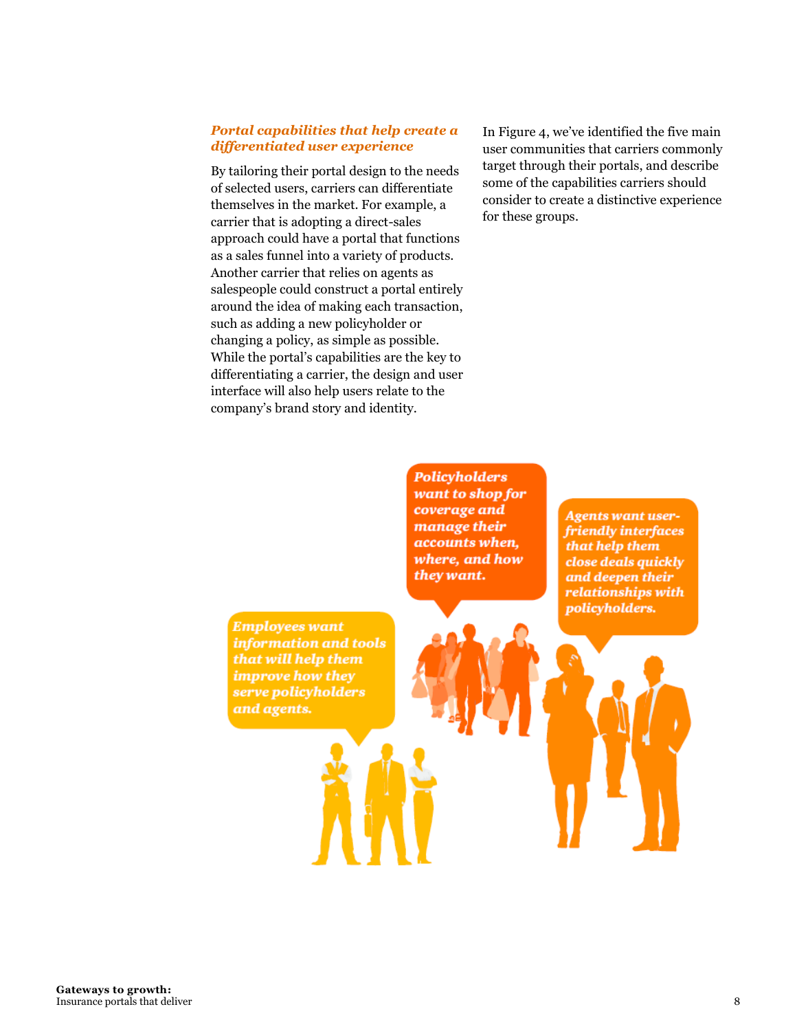### *Portal capabilities that help create a differentiated user experience*

By tailoring their portal design to the needs of selected users, carriers can differentiate themselves in the market. For example, a carrier that is adopting a direct-sales approach could have a portal that functions as a sales funnel into a variety of products. Another carrier that relies on agents as salespeople could construct a portal entirely around the idea of making each transaction, such as adding a new policyholder or changing a policy, as simple as possible. While the portal's capabilities are the key to differentiating a carrier, the design and user interface will also help users relate to the company's brand story and identity.

In Figure 4, we've identified the five main user communities that carriers commonly target through their portals, and describe some of the capabilities carriers should consider to create a distinctive experience for these groups.

***Policyholders want to shop for coverage and manage their accounts when, where, and how they want.***

***Agents want user-friendly interfaces that help them close deals quickly and deepen their relationships with policyholders.***

***Employees want information and tools that will help them improve how they serve policyholders and agents.***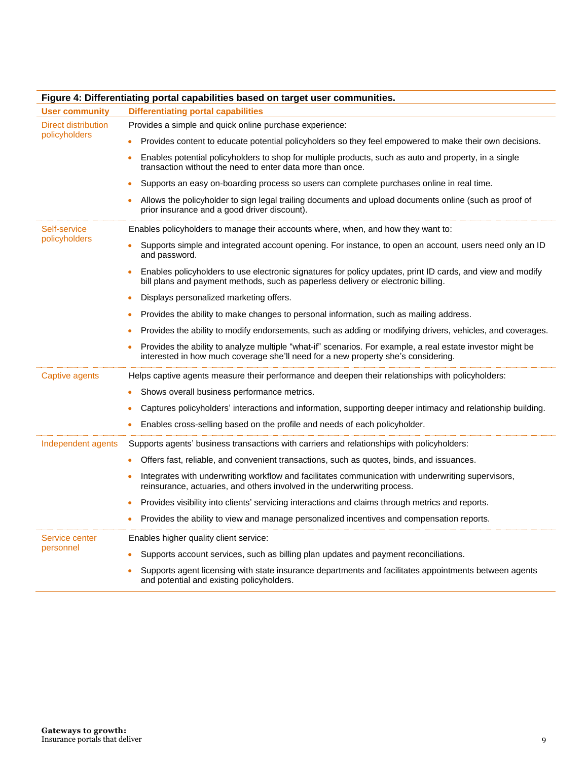**Figure 4: Differentiating portal capabilities based on target user communities.**

| User community | Differentiating portal capabilities |
|---|---|
| Direct distribution policyholders | Provides a simple and quick online purchase experience:<br>• Provides content to educate potential policyholders so they feel empowered to make their own decisions.<br>• Enables potential policyholders to shop for multiple products, such as auto and property, in a single transaction without the need to enter data more than once.<br>• Supports an easy on-boarding process so users can complete purchases online in real time.<br>• Allows the policyholder to sign legal trailing documents and upload documents online (such as proof of prior insurance and a good driver discount). |
| Self-service policyholders | Enables policyholders to manage their accounts where, when, and how they want to:<br>• Supports simple and integrated account opening. For instance, to open an account, users need only an ID and password.<br>• Enables policyholders to use electronic signatures for policy updates, print ID cards, and view and modify bill plans and payment methods, such as paperless delivery or electronic billing.<br>• Displays personalized marketing offers.<br>• Provides the ability to make changes to personal information, such as mailing address.<br>• Provides the ability to modify endorsements, such as adding or modifying drivers, vehicles, and coverages.<br>• Provides the ability to analyze multiple "what-if" scenarios. For example, a real estate investor might be interested in how much coverage she'll need for a new property she's considering. |
| Captive agents | Helps captive agents measure their performance and deepen their relationships with policyholders:<br>• Shows overall business performance metrics.<br>• Captures policyholders' interactions and information, supporting deeper intimacy and relationship building.<br>• Enables cross-selling based on the profile and needs of each policyholder. |
| Independent agents | Supports agents' business transactions with carriers and relationships with policyholders:<br>• Offers fast, reliable, and convenient transactions, such as quotes, binds, and issuances.<br>• Integrates with underwriting workflow and facilitates communication with underwriting supervisors, reinsurance, actuaries, and others involved in the underwriting process.<br>• Provides visibility into clients' servicing interactions and claims through metrics and reports.<br>• Provides the ability to view and manage personalized incentives and compensation reports. |
| Service center personnel | Enables higher quality client service:<br>• Supports account services, such as billing plan updates and payment reconciliations.<br>• Supports agent licensing with state insurance departments and facilitates appointments between agents and potential and existing policyholders. |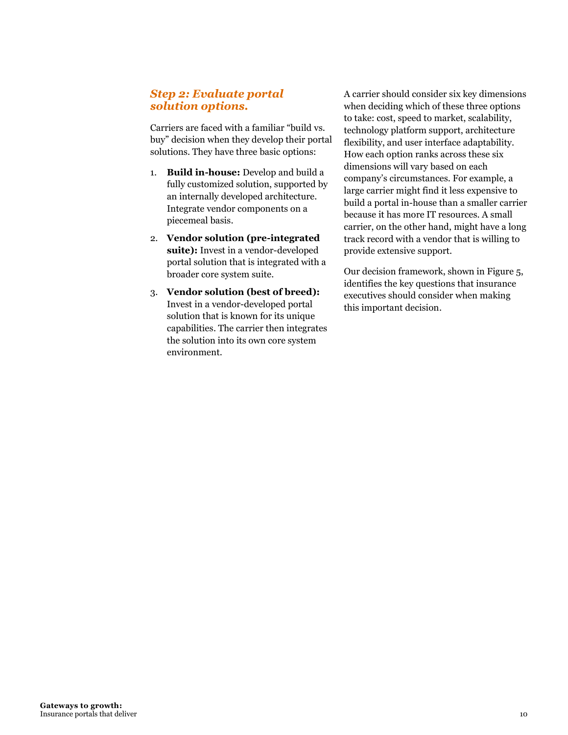### *Step 2: Evaluate portal solution options.*

Carriers are faced with a familiar "build vs. buy" decision when they develop their portal solutions. They have three basic options:

1. **Build in-house:** Develop and build a fully customized solution, supported by an internally developed architecture. Integrate vendor components on a piecemeal basis.
2. **Vendor solution (pre-integrated suite):** Invest in a vendor-developed portal solution that is integrated with a broader core system suite.
3. **Vendor solution (best of breed):** Invest in a vendor-developed portal solution that is known for its unique capabilities. The carrier then integrates the solution into its own core system environment.

A carrier should consider six key dimensions when deciding which of these three options to take: cost, speed to market, scalability, technology platform support, architecture flexibility, and user interface adaptability. How each option ranks across these six dimensions will vary based on each company's circumstances. For example, a large carrier might find it less expensive to build a portal in-house than a smaller carrier because it has more IT resources. A small carrier, on the other hand, might have a long track record with a vendor that is willing to provide extensive support.

Our decision framework, shown in Figure 5, identifies the key questions that insurance executives should consider when making this important decision.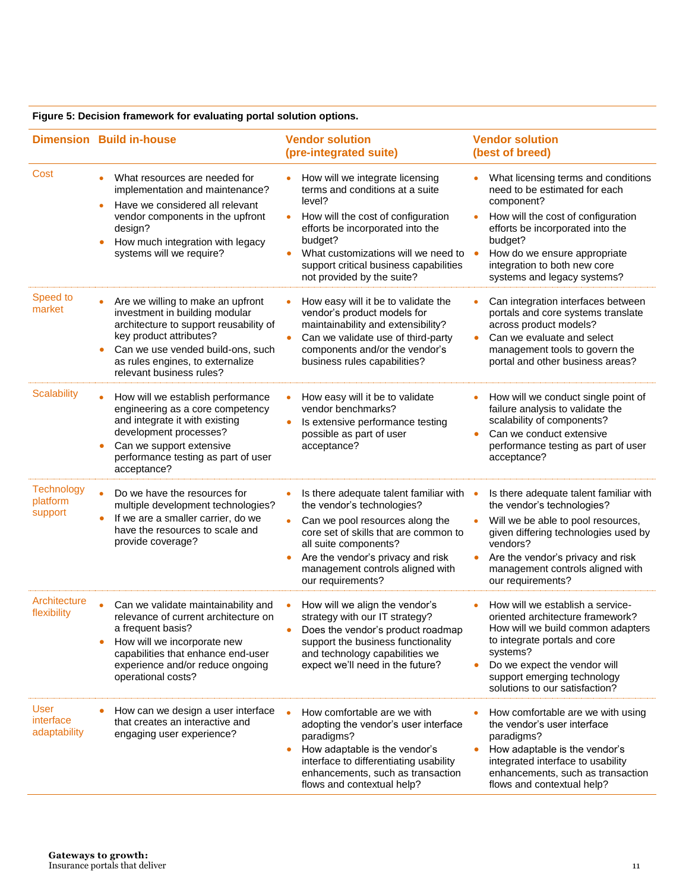**Figure 5: Decision framework for evaluating portal solution options.**

| Dimension | Build in-house | Vendor solution (pre-integrated suite) | Vendor solution (best of breed) |
|---|---|---|---|
| Cost | • What resources are needed for implementation and maintenance?<br>• Have we considered all relevant vendor components in the upfront design?<br>• How much integration with legacy systems will we require? | • How will we integrate licensing terms and conditions at a suite level?<br>• How will the cost of configuration efforts be incorporated into the budget?<br>• What customizations will we need to support critical business capabilities not provided by the suite? | • What licensing terms and conditions need to be estimated for each component?<br>• How will the cost of configuration efforts be incorporated into the budget?<br>• How do we ensure appropriate integration to both new core systems and legacy systems? |
| Speed to market | • Are we willing to make an upfront investment in building modular architecture to support reusability of key product attributes?<br>• Can we use vended build-ons, such as rules engines, to externalize relevant business rules? | • How easy will it be to validate the vendor's product models for maintainability and extensibility?<br>• Can we validate use of third-party components and/or the vendor's business rules capabilities? | • Can integration interfaces between portals and core systems translate across product models?<br>• Can we evaluate and select management tools to govern the portal and other business areas? |
| Scalability | • How will we establish performance engineering as a core competency and integrate it with existing development processes?<br>• Can we support extensive performance testing as part of user acceptance? | • How easy will it be to validate vendor benchmarks?<br>• Is extensive performance testing possible as part of user acceptance? | • How will we conduct single point of failure analysis to validate the scalability of components?<br>• Can we conduct extensive performance testing as part of user acceptance? |
| Technology platform support | • Do we have the resources for multiple development technologies?<br>• If we are a smaller carrier, do we have the resources to scale and provide coverage? | • Is there adequate talent familiar with the vendor's technologies?<br>• Can we pool resources along the core set of skills that are common to all suite components?<br>• Are the vendor's privacy and risk management controls aligned with our requirements? | • Is there adequate talent familiar with the vendor's technologies?<br>• Will we be able to pool resources, given differing technologies used by vendors?<br>• Are the vendor's privacy and risk management controls aligned with our requirements? |
| Architecture flexibility | • Can we validate maintainability and relevance of current architecture on a frequent basis?<br>• How will we incorporate new capabilities that enhance end-user experience and/or reduce ongoing operational costs? | • How will we align the vendor's strategy with our IT strategy?<br>• Does the vendor's product roadmap support the business functionality and technology capabilities we expect we'll need in the future? | • How will we establish a service-oriented architecture framework? How will we build common adapters to integrate portals and core systems?<br>• Do we expect the vendor will support emerging technology solutions to our satisfaction? |
| User interface adaptability | • How can we design a user interface that creates an interactive and engaging user experience? | • How comfortable are we with adopting the vendor's user interface paradigms?<br>• How adaptable is the vendor's interface to differentiating usability enhancements, such as transaction flows and contextual help? | • How comfortable are we with using the vendor's user interface paradigms?<br>• How adaptable is the vendor's integrated interface to usability enhancements, such as transaction flows and contextual help? |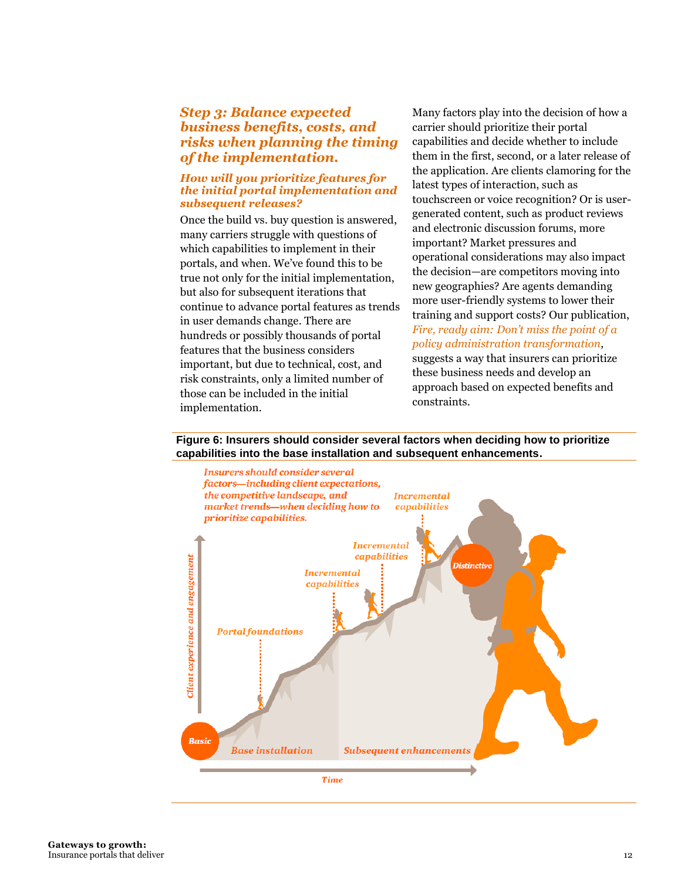### *Step 3: Balance expected business benefits, costs, and risks when planning the timing of the implementation.*

#### *How will you prioritize features for the initial portal implementation and subsequent releases?*

Once the build vs. buy question is answered, many carriers struggle with questions of which capabilities to implement in their portals, and when. We've found this to be true not only for the initial implementation, but also for subsequent iterations that continue to advance portal features as trends in user demands change. There are hundreds or possibly thousands of portal features that the business considers important, but due to technical, cost, and risk constraints, only a limited number of those can be included in the initial implementation.

Many factors play into the decision of how a carrier should prioritize their portal capabilities and decide whether to include them in the first, second, or a later release of the application. Are clients clamoring for the latest types of interaction, such as touchscreen or voice recognition? Or is user-generated content, such as product reviews and electronic discussion forums, more important? Market pressures and operational considerations may also impact the decision—are competitors moving into new geographies? Are agents demanding more user-friendly systems to lower their training and support costs? Our publication, *Fire, ready aim: Don't miss the point of a policy administration transformation*, suggests a way that insurers can prioritize these business needs and develop an approach based on expected benefits and constraints.

**Figure 6: Insurers should consider several factors when deciding how to prioritize capabilities into the base installation and subsequent enhancements.**

*Insurers should consider several factors—including client expectations, the competitive landscape, and market trends—when deciding how to prioritize capabilities.*

*Client experience and engagement* | *Time*

*Basic* → *Portal foundations* → *Incremental capabilities* → *Incremental capabilities* → *Incremental capabilities* → *Distinctive*

*Base installation* | *Subsequent enhancements*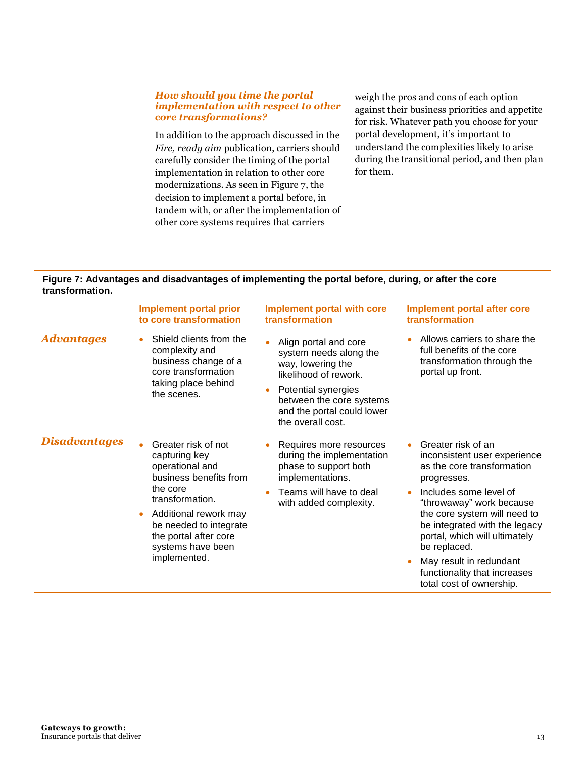### *How should you time the portal implementation with respect to other core transformations?*

In addition to the approach discussed in the *Fire, ready aim* publication, carriers should carefully consider the timing of the portal implementation in relation to other core modernizations. As seen in Figure 7, the decision to implement a portal before, in tandem with, or after the implementation of other core systems requires that carriers weigh the pros and cons of each option against their business priorities and appetite for risk. Whatever path you choose for your portal development, it's important to understand the complexities likely to arise during the transitional period, and then plan for them.

**Figure 7: Advantages and disadvantages of implementing the portal before, during, or after the core transformation.**

| | Implement portal prior to core transformation | Implement portal with core transformation | Implement portal after core transformation |
|---|---|---|---|
| ***Advantages*** | • Shield clients from the complexity and business change of a core transformation taking place behind the scenes. | • Align portal and core system needs along the way, lowering the likelihood of rework.<br>• Potential synergies between the core systems and the portal could lower the overall cost. | • Allows carriers to share the full benefits of the core transformation through the portal up front. |
| ***Disadvantages*** | • Greater risk of not capturing key operational and business benefits from the core transformation.<br>• Additional rework may be needed to integrate the portal after core systems have been implemented. | • Requires more resources during the implementation phase to support both implementations.<br>• Teams will have to deal with added complexity. | • Greater risk of an inconsistent user experience as the core transformation progresses.<br>• Includes some level of "throwaway" work because the core system will need to be integrated with the legacy portal, which will ultimately be replaced.<br>• May result in redundant functionality that increases total cost of ownership. |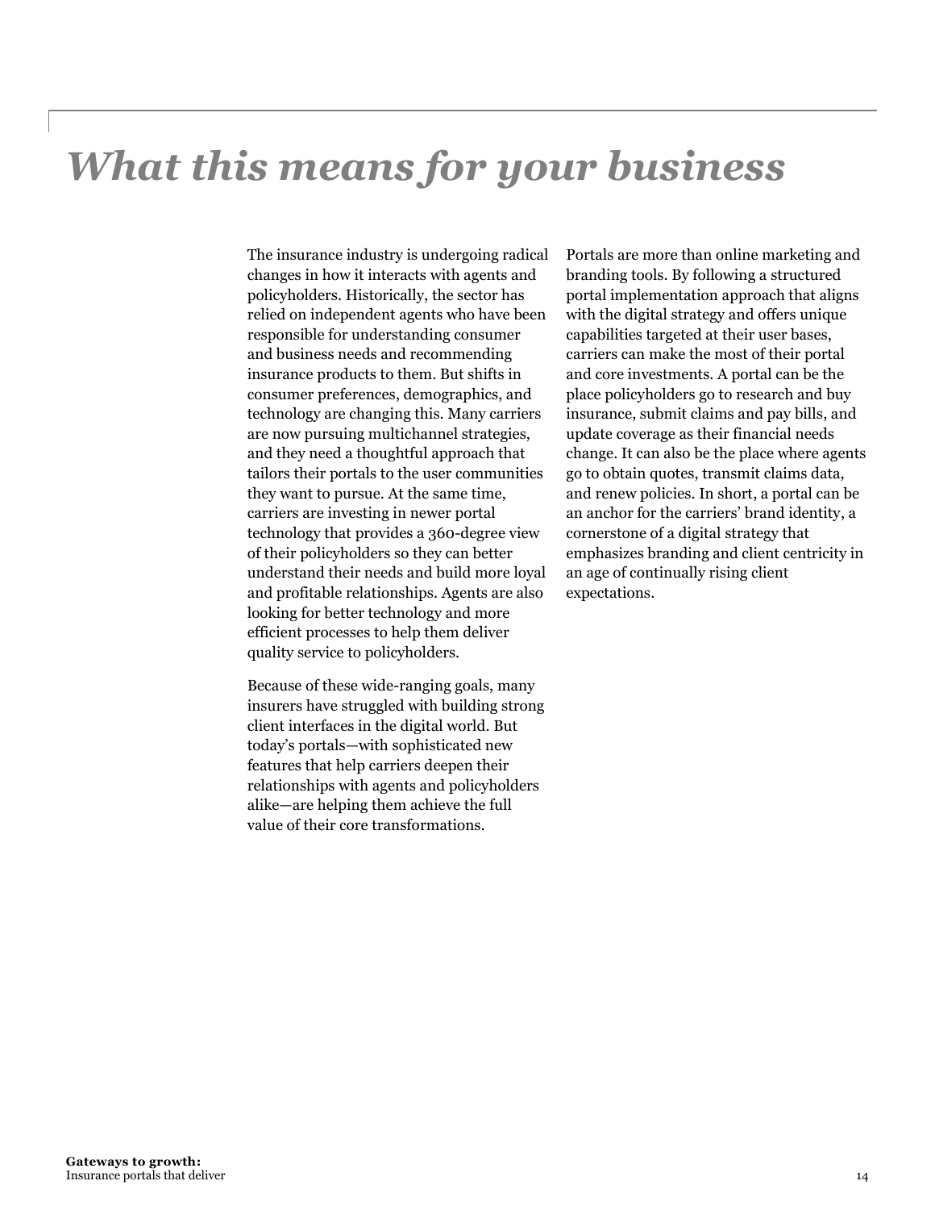# *What this means for your business*

The insurance industry is undergoing radical changes in how it interacts with agents and policyholders. Historically, the sector has relied on independent agents who have been responsible for understanding consumer and business needs and recommending insurance products to them. But shifts in consumer preferences, demographics, and technology are changing this. Many carriers are now pursuing multichannel strategies, and they need a thoughtful approach that tailors their portals to the user communities they want to pursue. At the same time, carriers are investing in newer portal technology that provides a 360-degree view of their policyholders so they can better understand their needs and build more loyal and profitable relationships. Agents are also looking for better technology and more efficient processes to help them deliver quality service to policyholders.

Because of these wide-ranging goals, many insurers have struggled with building strong client interfaces in the digital world. But today's portals—with sophisticated new features that help carriers deepen their relationships with agents and policyholders alike—are helping them achieve the full value of their core transformations.

Portals are more than online marketing and branding tools. By following a structured portal implementation approach that aligns with the digital strategy and offers unique capabilities targeted at their user bases, carriers can make the most of their portal and core investments. A portal can be the place policyholders go to research and buy insurance, submit claims and pay bills, and update coverage as their financial needs change. It can also be the place where agents go to obtain quotes, transmit claims data, and renew policies. In short, a portal can be an anchor for the carriers' brand identity, a cornerstone of a digital strategy that emphasizes branding and client centricity in an age of continually rising client expectations.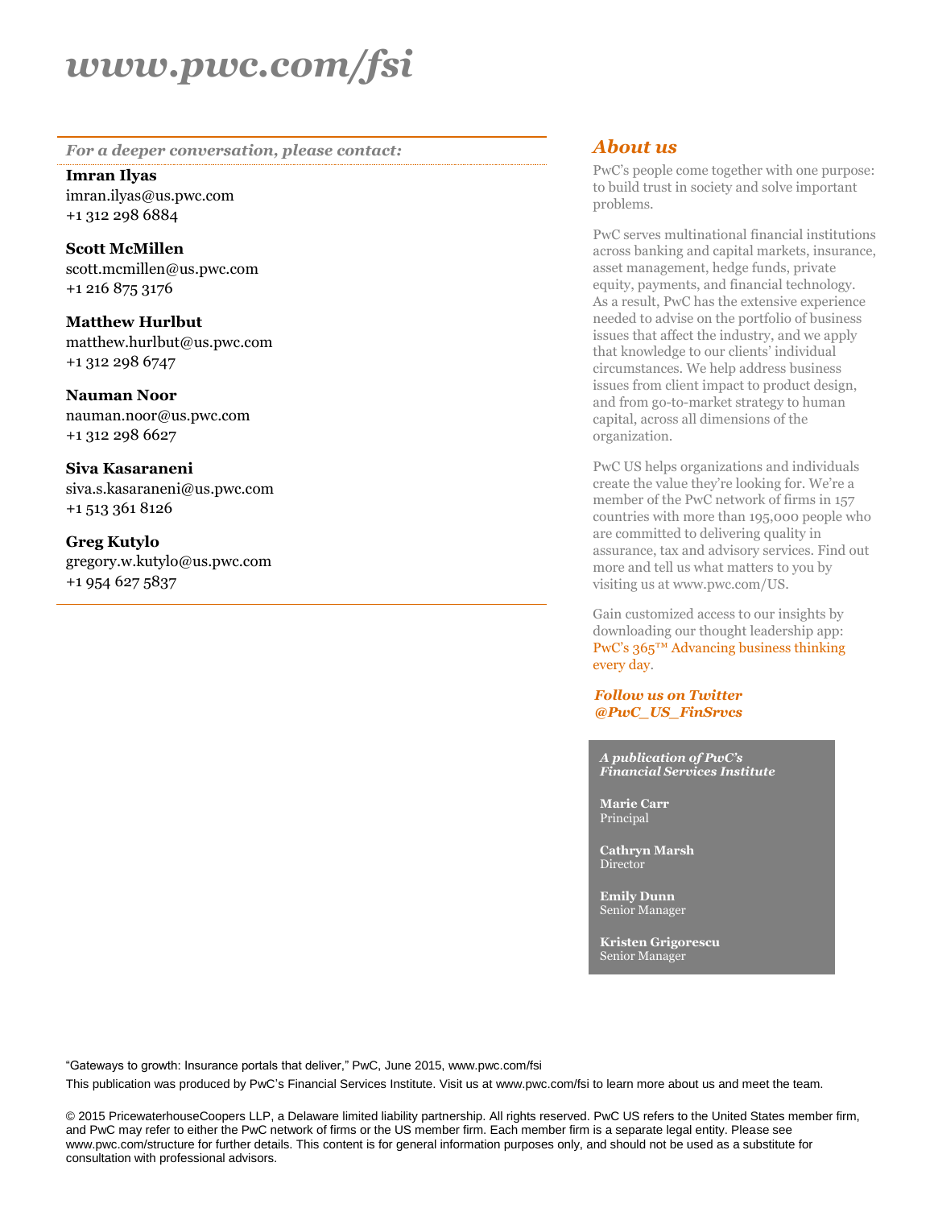# *www.pwc.com/fsi*

*For a deeper conversation, please contact:*

**Imran Ilyas**
imran.ilyas@us.pwc.com
+1 312 298 6884

**Scott McMillen**
scott.mcmillen@us.pwc.com
+1 216 875 3176

**Matthew Hurlbut**
matthew.hurlbut@us.pwc.com
+1 312 298 6747

**Nauman Noor**
nauman.noor@us.pwc.com
+1 312 298 6627

**Siva Kasaraneni**
siva.s.kasaraneni@us.pwc.com
+1 513 361 8126

**Greg Kutylo**
gregory.w.kutylo@us.pwc.com
+1 954 627 5837

## *About us*

PwC's people come together with one purpose: to build trust in society and solve important problems.

PwC serves multinational financial institutions across banking and capital markets, insurance, asset management, hedge funds, private equity, payments, and financial technology. As a result, PwC has the extensive experience needed to advise on the portfolio of business issues that affect the industry, and we apply that knowledge to our clients' individual circumstances. We help address business issues from client impact to product design, and from go-to-market strategy to human capital, across all dimensions of the organization.

PwC US helps organizations and individuals create the value they're looking for. We're a member of the PwC network of firms in 157 countries with more than 195,000 people who are committed to delivering quality in assurance, tax and advisory services. Find out more and tell us what matters to you by visiting us at www.pwc.com/US.

Gain customized access to our insights by downloading our thought leadership app: PwC's 365™ Advancing business thinking every day.

***Follow us on Twitter***
***@PwC_US_FinSrvcs***

***A publication of PwC's Financial Services Institute***

**Marie Carr**
Principal

**Cathryn Marsh**
Director

**Emily Dunn**
Senior Manager

**Kristen Grigorescu**
Senior Manager

"Gateways to growth: Insurance portals that deliver," PwC, June 2015, www.pwc.com/fsi

This publication was produced by PwC's Financial Services Institute. Visit us at www.pwc.com/fsi to learn more about us and meet the team.

© 2015 PricewaterhouseCoopers LLP, a Delaware limited liability partnership. All rights reserved. PwC US refers to the United States member firm, and PwC may refer to either the PwC network of firms or the US member firm. Each member firm is a separate legal entity. Please see www.pwc.com/structure for further details. This content is for general information purposes only, and should not be used as a substitute for consultation with professional advisors.